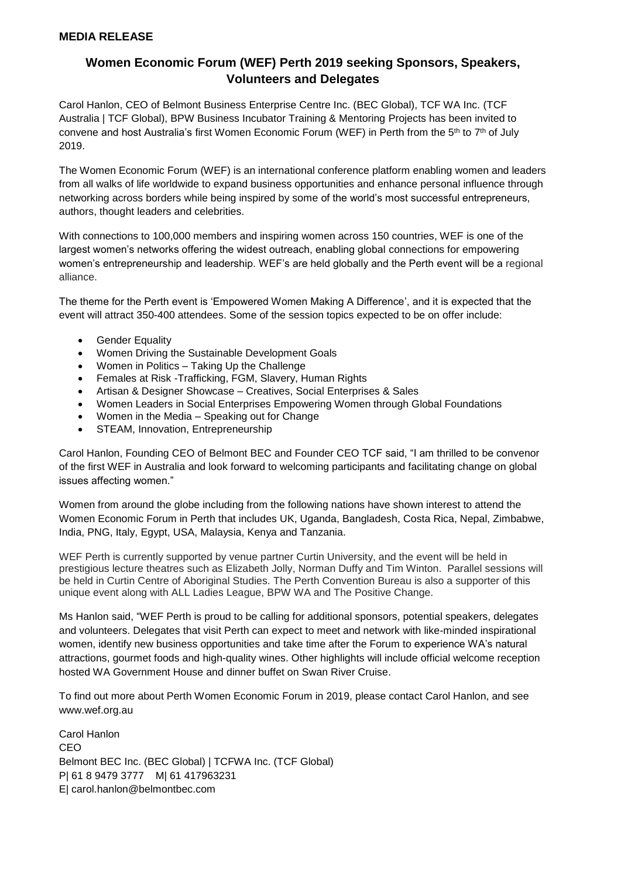**MEDIA RELEASE**

# Women Economic Forum (WEF) Perth 2019 seeking Sponsors, Speakers, Volunteers and Delegates

Carol Hanlon, CEO of Belmont Business Enterprise Centre Inc. (BEC Global), TCF WA Inc. (TCF Australia | TCF Global), BPW Business Incubator Training & Mentoring Projects has been invited to convene and host Australia's first Women Economic Forum (WEF) in Perth from the 5th to 7th of July 2019.

The Women Economic Forum (WEF) is an international conference platform enabling women and leaders from all walks of life worldwide to expand business opportunities and enhance personal influence through networking across borders while being inspired by some of the world's most successful entrepreneurs, authors, thought leaders and celebrities.

With connections to 100,000 members and inspiring women across 150 countries, WEF is one of the largest women's networks offering the widest outreach, enabling global connections for empowering women's entrepreneurship and leadership. WEF's are held globally and the Perth event will be a regional alliance.

The theme for the Perth event is 'Empowered Women Making A Difference', and it is expected that the event will attract 350-400 attendees. Some of the session topics expected to be on offer include:

- Gender Equality
- Women Driving the Sustainable Development Goals
- Women in Politics – Taking Up the Challenge
- Females at Risk -Trafficking, FGM, Slavery, Human Rights
- Artisan & Designer Showcase – Creatives, Social Enterprises & Sales
- Women Leaders in Social Enterprises Empowering Women through Global Foundations
- Women in the Media – Speaking out for Change
- STEAM, Innovation, Entrepreneurship

Carol Hanlon, Founding CEO of Belmont BEC and Founder CEO TCF said, "I am thrilled to be convenor of the first WEF in Australia and look forward to welcoming participants and facilitating change on global issues affecting women."

Women from around the globe including from the following nations have shown interest to attend the Women Economic Forum in Perth that includes UK, Uganda, Bangladesh, Costa Rica, Nepal, Zimbabwe, India, PNG, Italy, Egypt, USA, Malaysia, Kenya and Tanzania.

WEF Perth is currently supported by venue partner Curtin University, and the event will be held in prestigious lecture theatres such as Elizabeth Jolly, Norman Duffy and Tim Winton. Parallel sessions will be held in Curtin Centre of Aboriginal Studies. The Perth Convention Bureau is also a supporter of this unique event along with ALL Ladies League, BPW WA and The Positive Change.

Ms Hanlon said, "WEF Perth is proud to be calling for additional sponsors, potential speakers, delegates and volunteers. Delegates that visit Perth can expect to meet and network with like-minded inspirational women, identify new business opportunities and take time after the Forum to experience WA's natural attractions, gourmet foods and high-quality wines. Other highlights will include official welcome reception hosted WA Government House and dinner buffet on Swan River Cruise.

To find out more about Perth Women Economic Forum in 2019, please contact Carol Hanlon, and see www.wef.org.au

Carol Hanlon
CEO
Belmont BEC Inc. (BEC Global) | TCFWA Inc. (TCF Global)
P| 61 8 9479 3777 M| 61 417963231
E| carol.hanlon@belmontbec.com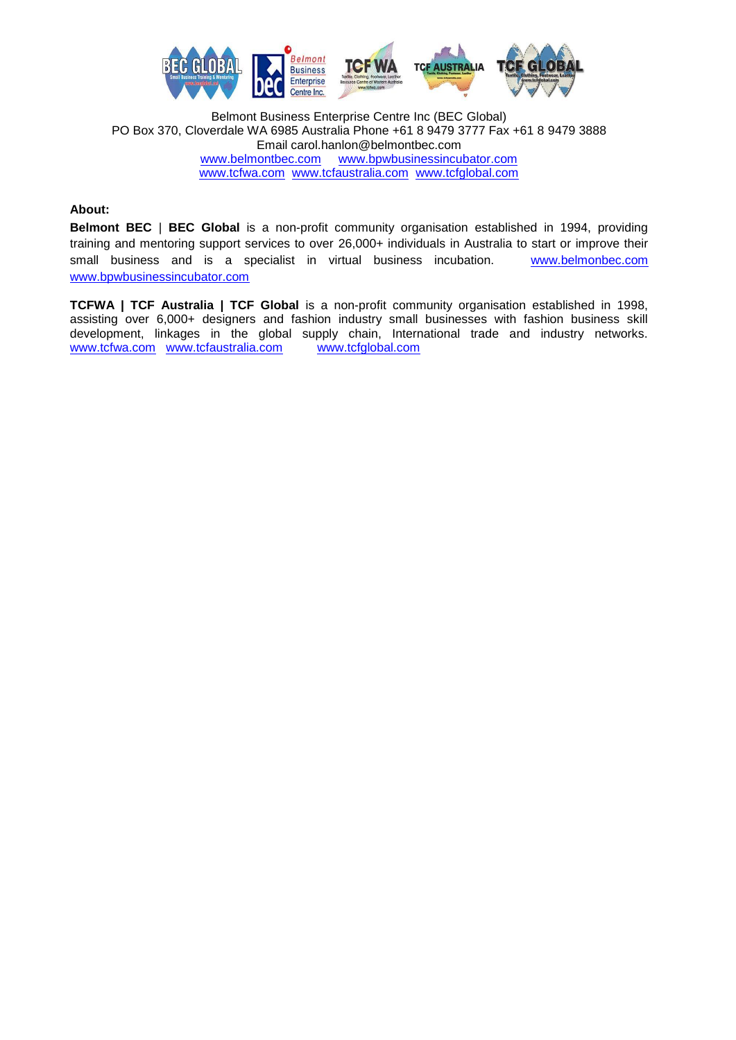Belmont Business Enterprise Centre Inc (BEC Global)
PO Box 370, Cloverdale WA 6985 Australia Phone +61 8 9479 3777 Fax +61 8 9479 3888
Email carol.hanlon@belmontbec.com
www.belmontbec.com www.bpwbusinessincubator.com
www.tcfwa.com www.tcfaustralia.com www.tcfglobal.com

**About:**

**Belmont BEC** | **BEC Global** is a non-profit community organisation established in 1994, providing training and mentoring support services to over 26,000+ individuals in Australia to start or improve their small business and is a specialist in virtual business incubation. www.belmonbec.com www.bpwbusinessincubator.com

**TCFWA | TCF Australia | TCF Global** is a non-profit community organisation established in 1998, assisting over 6,000+ designers and fashion industry small businesses with fashion business skill development, linkages in the global supply chain, International trade and industry networks. www.tcfwa.com www.tcfaustralia.com www.tcfglobal.com